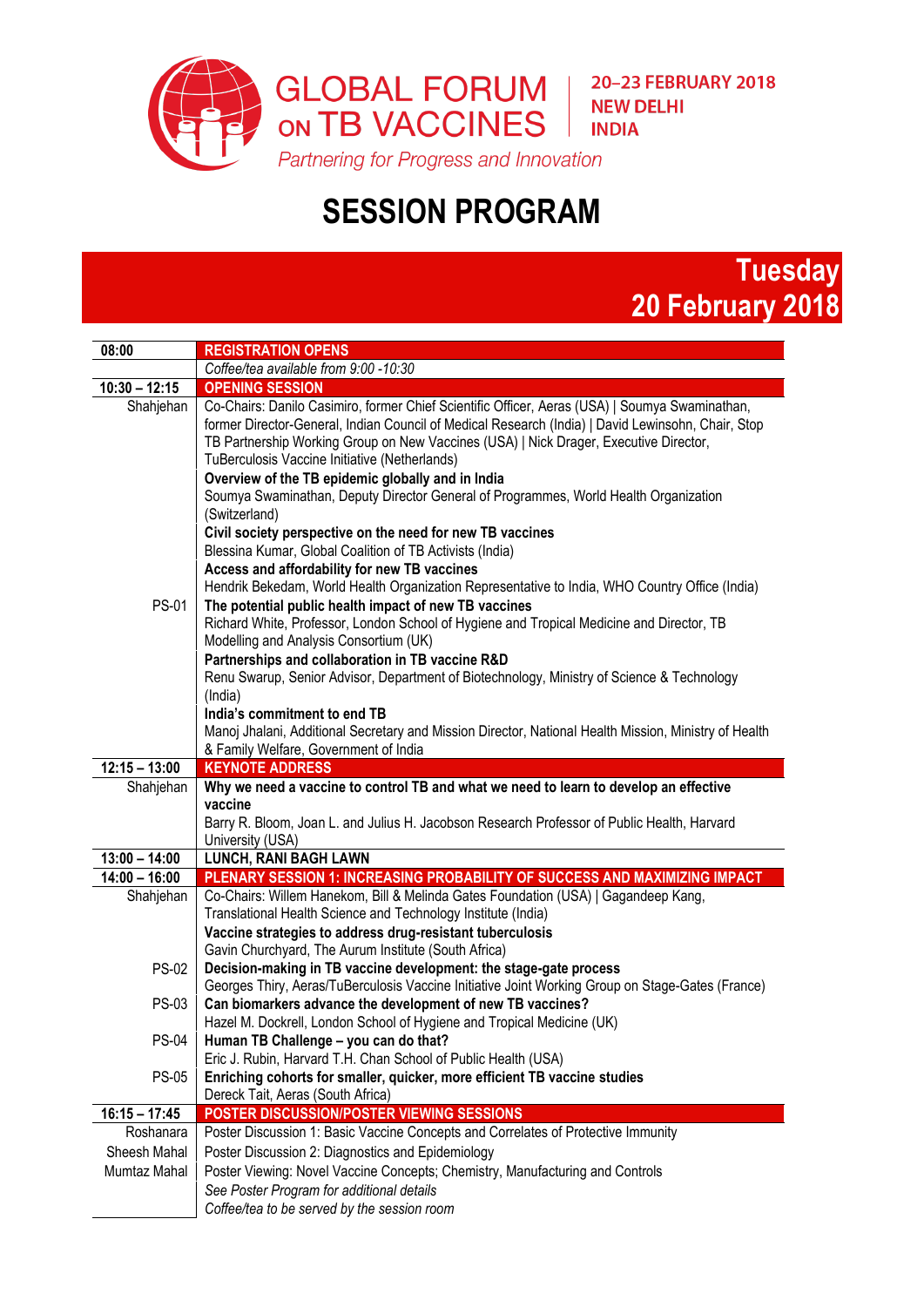# GLOBAL FORUM ON TB VACCINES

**20–23 FEBRUARY 2018**
**NEW DELHI**
**INDIA**

*Partnering for Progress and Innovation*

# SESSION PROGRAM

## Tuesday 20 February 2018

| | |
|---|---|
| **08:00** | **REGISTRATION OPENS** |
| | *Coffee/tea available from 9:00 -10:30* |
| **10:30 – 12:15** | **OPENING SESSION** |
| Shahjehan | Co-Chairs: Danilo Casimiro, former Chief Scientific Officer, Aeras (USA) \| Soumya Swaminathan, former Director-General, Indian Council of Medical Research (India) \| David Lewinsohn, Chair, Stop TB Partnership Working Group on New Vaccines (USA) \| Nick Drager, Executive Director, TuBerculosis Vaccine Initiative (Netherlands) |
| | **Overview of the TB epidemic globally and in India**<br>Soumya Swaminathan, Deputy Director General of Programmes, World Health Organization (Switzerland) |
| | **Civil society perspective on the need for new TB vaccines**<br>Blessina Kumar, Global Coalition of TB Activists (India) |
| | **Access and affordability for new TB vaccines**<br>Hendrik Bekedam, World Health Organization Representative to India, WHO Country Office (India) |
| PS-01 | **The potential public health impact of new TB vaccines**<br>Richard White, Professor, London School of Hygiene and Tropical Medicine and Director, TB Modelling and Analysis Consortium (UK) |
| | **Partnerships and collaboration in TB vaccine R&D**<br>Renu Swarup, Senior Advisor, Department of Biotechnology, Ministry of Science & Technology (India) |
| | **India's commitment to end TB**<br>Manoj Jhalani, Additional Secretary and Mission Director, National Health Mission, Ministry of Health & Family Welfare, Government of India |
| **12:15 – 13:00** | **KEYNOTE ADDRESS** |
| Shahjehan | **Why we need a vaccine to control TB and what we need to learn to develop an effective vaccine**<br>Barry R. Bloom, Joan L. and Julius H. Jacobson Research Professor of Public Health, Harvard University (USA) |
| **13:00 – 14:00** | **LUNCH, RANI BAGH LAWN** |
| **14:00 – 16:00** | **PLENARY SESSION 1: INCREASING PROBABILITY OF SUCCESS AND MAXIMIZING IMPACT** |
| Shahjehan | Co-Chairs: Willem Hanekom, Bill & Melinda Gates Foundation (USA) \| Gagandeep Kang, Translational Health Science and Technology Institute (India) |
| | **Vaccine strategies to address drug-resistant tuberculosis**<br>Gavin Churchyard, The Aurum Institute (South Africa) |
| PS-02 | **Decision-making in TB vaccine development: the stage-gate process**<br>Georges Thiry, Aeras/TuBerculosis Vaccine Initiative Joint Working Group on Stage-Gates (France) |
| PS-03 | **Can biomarkers advance the development of new TB vaccines?**<br>Hazel M. Dockrell, London School of Hygiene and Tropical Medicine (UK) |
| PS-04 | **Human TB Challenge – you can do that?**<br>Eric J. Rubin, Harvard T.H. Chan School of Public Health (USA) |
| PS-05 | **Enriching cohorts for smaller, quicker, more efficient TB vaccine studies**<br>Dereck Tait, Aeras (South Africa) |
| **16:15 – 17:45** | **POSTER DISCUSSION/POSTER VIEWING SESSIONS** |
| Roshanara | Poster Discussion 1: Basic Vaccine Concepts and Correlates of Protective Immunity |
| Sheesh Mahal | Poster Discussion 2: Diagnostics and Epidemiology |
| Mumtaz Mahal | Poster Viewing: Novel Vaccine Concepts; Chemistry, Manufacturing and Controls |
| | *See Poster Program for additional details* |
| | *Coffee/tea to be served by the session room* |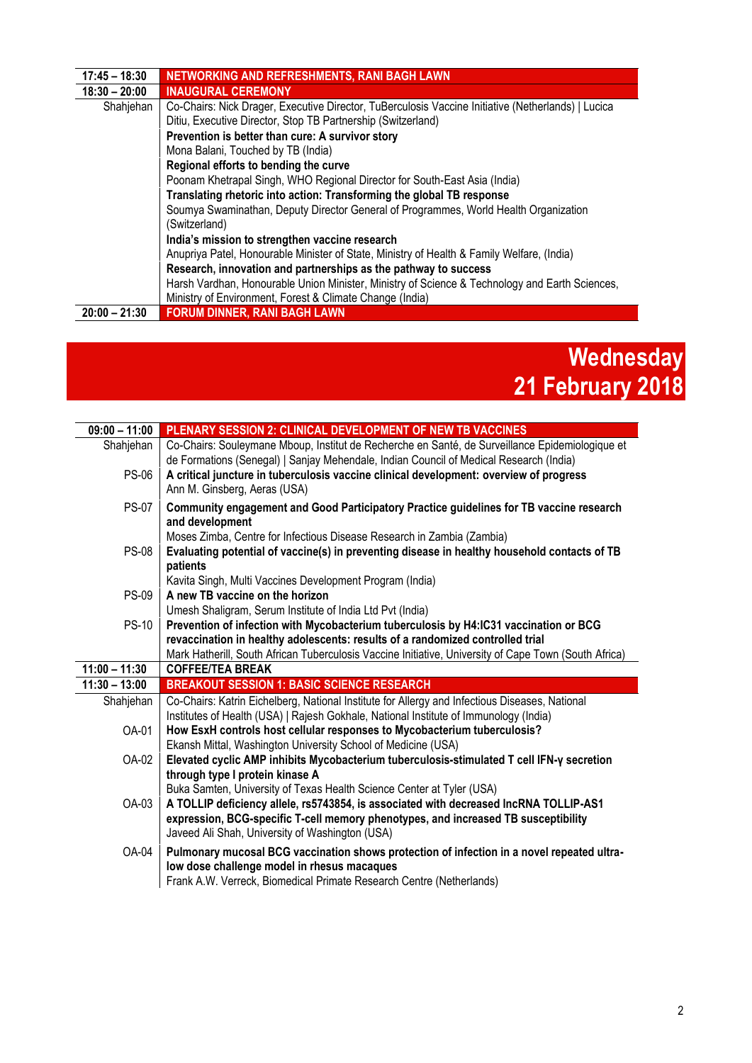| | |
|---|---|
| **17:45 – 18:30** | **NETWORKING AND REFRESHMENTS, RANI BAGH LAWN** |
| **18:30 – 20:00** | **INAUGURAL CEREMONY** |
| Shahjehan | Co-Chairs: Nick Drager, Executive Director, TuBerculosis Vaccine Initiative (Netherlands) \| Lucica Ditiu, Executive Director, Stop TB Partnership (Switzerland) |
| | **Prevention is better than cure: A survivor story**<br>Mona Balani, Touched by TB (India) |
| | **Regional efforts to bending the curve**<br>Poonam Khetrapal Singh, WHO Regional Director for South-East Asia (India) |
| | **Translating rhetoric into action: Transforming the global TB response**<br>Soumya Swaminathan, Deputy Director General of Programmes, World Health Organization (Switzerland) |
| | **India's mission to strengthen vaccine research**<br>Anupriya Patel, Honourable Minister of State, Ministry of Health & Family Welfare, (India) |
| | **Research, innovation and partnerships as the pathway to success**<br>Harsh Vardhan, Honourable Union Minister, Ministry of Science & Technology and Earth Sciences, Ministry of Environment, Forest & Climate Change (India) |
| **20:00 – 21:30** | **FORUM DINNER, RANI BAGH LAWN** |

# Wednesday 21 February 2018

| | |
|---|---|
| **09:00 – 11:00** | **PLENARY SESSION 2: CLINICAL DEVELOPMENT OF NEW TB VACCINES** |
| Shahjehan | Co-Chairs: Souleymane Mboup, Institut de Recherche en Santé, de Surveillance Epidemiologique et de Formations (Senegal) \| Sanjay Mehendale, Indian Council of Medical Research (India) |
| PS-06 | **A critical juncture in tuberculosis vaccine clinical development: overview of progress**<br>Ann M. Ginsberg, Aeras (USA) |
| PS-07 | **Community engagement and Good Participatory Practice guidelines for TB vaccine research and development**<br>Moses Zimba, Centre for Infectious Disease Research in Zambia (Zambia) |
| PS-08 | **Evaluating potential of vaccine(s) in preventing disease in healthy household contacts of TB patients**<br>Kavita Singh, Multi Vaccines Development Program (India) |
| PS-09 | **A new TB vaccine on the horizon**<br>Umesh Shaligram, Serum Institute of India Ltd Pvt (India) |
| PS-10 | **Prevention of infection with Mycobacterium tuberculosis by H4:IC31 vaccination or BCG revaccination in healthy adolescents: results of a randomized controlled trial**<br>Mark Hatherill, South African Tuberculosis Vaccine Initiative, University of Cape Town (South Africa) |
| **11:00 – 11:30** | **COFFEE/TEA BREAK** |
| **11:30 – 13:00** | **BREAKOUT SESSION 1: BASIC SCIENCE RESEARCH** |
| Shahjehan | Co-Chairs: Katrin Eichelberg, National Institute for Allergy and Infectious Diseases, National Institutes of Health (USA) \| Rajesh Gokhale, National Institute of Immunology (India) |
| OA-01 | **How EsxH controls host cellular responses to Mycobacterium tuberculosis?**<br>Ekansh Mittal, Washington University School of Medicine (USA) |
| OA-02 | **Elevated cyclic AMP inhibits Mycobacterium tuberculosis-stimulated T cell IFN-γ secretion through type I protein kinase A**<br>Buka Samten, University of Texas Health Science Center at Tyler (USA) |
| OA-03 | **A TOLLIP deficiency allele, rs5743854, is associated with decreased lncRNA TOLLIP-AS1 expression, BCG-specific T-cell memory phenotypes, and increased TB susceptibility**<br>Javeed Ali Shah, University of Washington (USA) |
| OA-04 | **Pulmonary mucosal BCG vaccination shows protection of infection in a novel repeated ultra-low dose challenge model in rhesus macaques**<br>Frank A.W. Verreck, Biomedical Primate Research Centre (Netherlands) |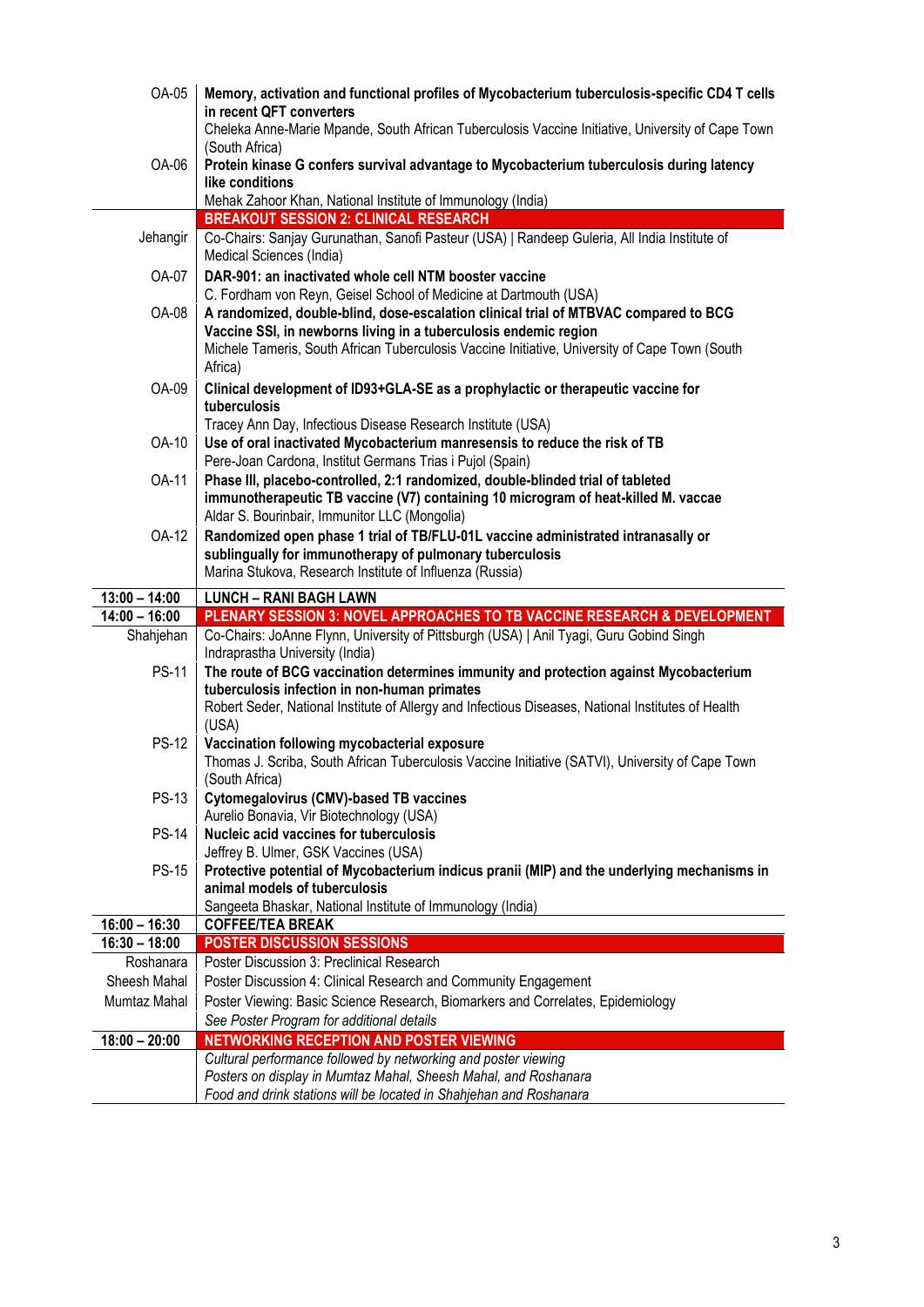| | |
|---|---|
| OA-05 | **Memory, activation and functional profiles of Mycobacterium tuberculosis-specific CD4 T cells in recent QFT converters**<br>Cheleka Anne-Marie Mpande, South African Tuberculosis Vaccine Initiative, University of Cape Town (South Africa) |
| OA-06 | **Protein kinase G confers survival advantage to Mycobacterium tuberculosis during latency like conditions**<br>Mehak Zahoor Khan, National Institute of Immunology (India) |
| | **BREAKOUT SESSION 2: CLINICAL RESEARCH** |
| Jehangir | Co-Chairs: Sanjay Gurunathan, Sanofi Pasteur (USA) \| Randeep Guleria, All India Institute of Medical Sciences (India) |
| OA-07 | **DAR-901: an inactivated whole cell NTM booster vaccine**<br>C. Fordham von Reyn, Geisel School of Medicine at Dartmouth (USA) |
| OA-08 | **A randomized, double-blind, dose-escalation clinical trial of MTBVAC compared to BCG Vaccine SSI, in newborns living in a tuberculosis endemic region**<br>Michele Tameris, South African Tuberculosis Vaccine Initiative, University of Cape Town (South Africa) |
| OA-09 | **Clinical development of ID93+GLA-SE as a prophylactic or therapeutic vaccine for tuberculosis**<br>Tracey Ann Day, Infectious Disease Research Institute (USA) |
| OA-10 | **Use of oral inactivated Mycobacterium manresensis to reduce the risk of TB**<br>Pere-Joan Cardona, Institut Germans Trias i Pujol (Spain) |
| OA-11 | **Phase III, placebo-controlled, 2:1 randomized, double-blinded trial of tableted immunotherapeutic TB vaccine (V7) containing 10 microgram of heat-killed M. vaccae**<br>Aldar S. Bourinbair, Immunitor LLC (Mongolia) |
| OA-12 | **Randomized open phase 1 trial of TB/FLU-01L vaccine administrated intranasally or sublingually for immunotherapy of pulmonary tuberculosis**<br>Marina Stukova, Research Institute of Influenza (Russia) |
| **13:00 – 14:00** | **LUNCH – RANI BAGH LAWN** |
| **14:00 – 16:00** | **PLENARY SESSION 3: NOVEL APPROACHES TO TB VACCINE RESEARCH & DEVELOPMENT** |
| Shahjehan | Co-Chairs: JoAnne Flynn, University of Pittsburgh (USA) \| Anil Tyagi, Guru Gobind Singh Indraprastha University (India) |
| PS-11 | **The route of BCG vaccination determines immunity and protection against Mycobacterium tuberculosis infection in non-human primates**<br>Robert Seder, National Institute of Allergy and Infectious Diseases, National Institutes of Health (USA) |
| PS-12 | **Vaccination following mycobacterial exposure**<br>Thomas J. Scriba, South African Tuberculosis Vaccine Initiative (SATVI), University of Cape Town (South Africa) |
| PS-13 | **Cytomegalovirus (CMV)-based TB vaccines**<br>Aurelio Bonavia, Vir Biotechnology (USA) |
| PS-14 | **Nucleic acid vaccines for tuberculosis**<br>Jeffrey B. Ulmer, GSK Vaccines (USA) |
| PS-15 | **Protective potential of Mycobacterium indicus pranii (MIP) and the underlying mechanisms in animal models of tuberculosis**<br>Sangeeta Bhaskar, National Institute of Immunology (India) |
| **16:00 – 16:30** | **COFFEE/TEA BREAK** |
| **16:30 – 18:00** | **POSTER DISCUSSION SESSIONS** |
| Roshanara | Poster Discussion 3: Preclinical Research |
| Sheesh Mahal | Poster Discussion 4: Clinical Research and Community Engagement |
| Mumtaz Mahal | Poster Viewing: Basic Science Research, Biomarkers and Correlates, Epidemiology<br>*See Poster Program for additional details* |
| **18:00 – 20:00** | **NETWORKING RECEPTION AND POSTER VIEWING** |
| | *Cultural performance followed by networking and poster viewing*<br>*Posters on display in Mumtaz Mahal, Sheesh Mahal, and Roshanara*<br>*Food and drink stations will be located in Shahjehan and Roshanara* |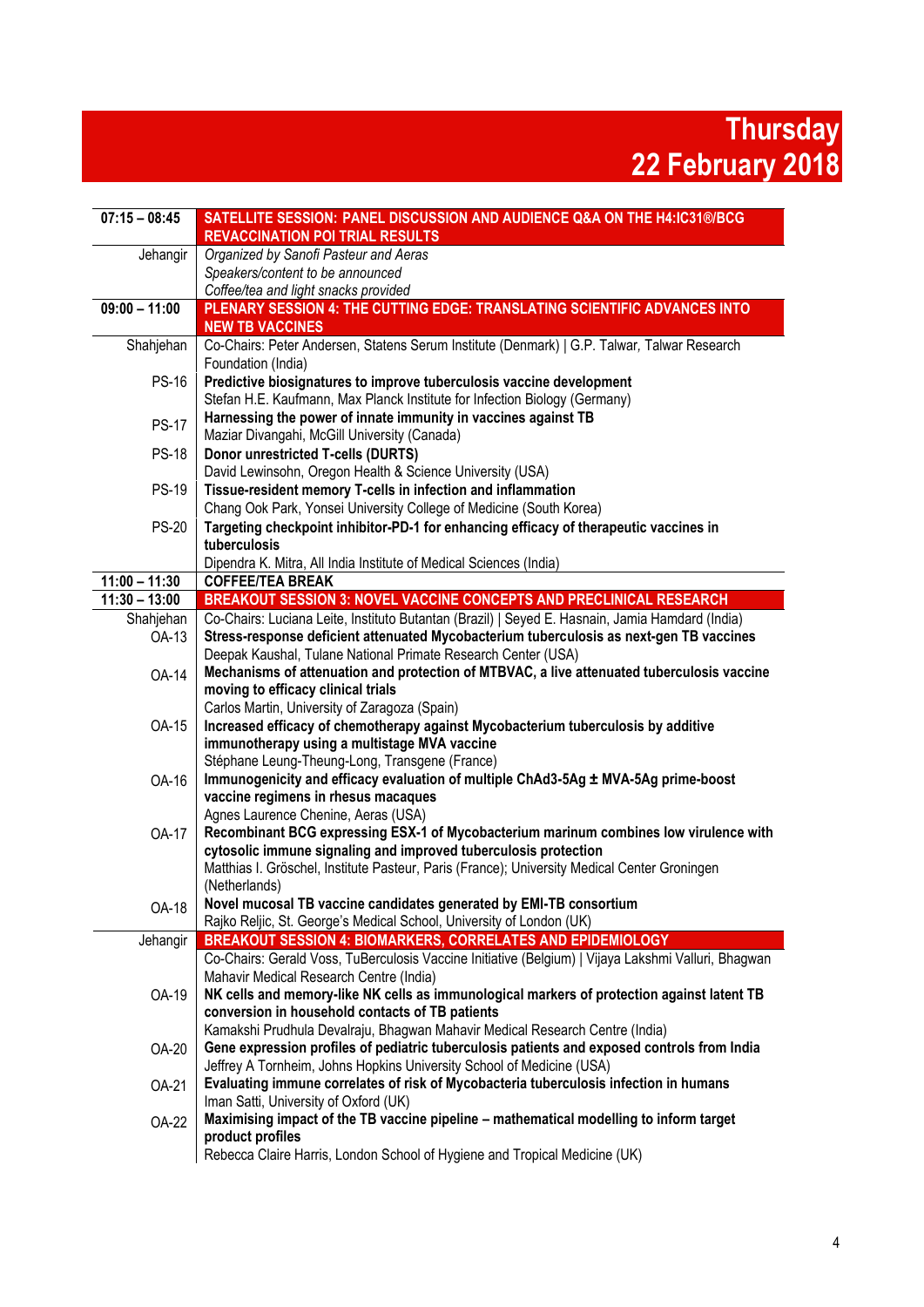# Thursday 22 February 2018

| Time / Room | Session |
|---|---|
| **07:15 – 08:45** | **SATELLITE SESSION: PANEL DISCUSSION AND AUDIENCE Q&A ON THE H4:IC31®/BCG REVACCINATION POI TRIAL RESULTS** |
| Jehangir | *Organized by Sanofi Pasteur and Aeras*<br>*Speakers/content to be announced*<br>*Coffee/tea and light snacks provided* |
| **09:00 – 11:00** | **PLENARY SESSION 4: THE CUTTING EDGE: TRANSLATING SCIENTIFIC ADVANCES INTO NEW TB VACCINES** |
| Shahjehan | Co-Chairs: Peter Andersen, Statens Serum Institute (Denmark) \| G.P. Talwar, Talwar Research Foundation (India) |
| PS-16 | **Predictive biosignatures to improve tuberculosis vaccine development**<br>Stefan H.E. Kaufmann, Max Planck Institute for Infection Biology (Germany) |
| PS-17 | **Harnessing the power of innate immunity in vaccines against TB**<br>Maziar Divangahi, McGill University (Canada) |
| PS-18 | **Donor unrestricted T-cells (DURTS)**<br>David Lewinsohn, Oregon Health & Science University (USA) |
| PS-19 | **Tissue-resident memory T-cells in infection and inflammation**<br>Chang Ook Park, Yonsei University College of Medicine (South Korea) |
| PS-20 | **Targeting checkpoint inhibitor-PD-1 for enhancing efficacy of therapeutic vaccines in tuberculosis**<br>Dipendra K. Mitra, All India Institute of Medical Sciences (India) |
| **11:00 – 11:30** | **COFFEE/TEA BREAK** |
| **11:30 – 13:00** | **BREAKOUT SESSION 3: NOVEL VACCINE CONCEPTS AND PRECLINICAL RESEARCH** |
| Shahjehan | Co-Chairs: Luciana Leite, Instituto Butantan (Brazil) \| Seyed E. Hasnain, Jamia Hamdard (India) |
| OA-13 | **Stress-response deficient attenuated Mycobacterium tuberculosis as next-gen TB vaccines**<br>Deepak Kaushal, Tulane National Primate Research Center (USA) |
| OA-14 | **Mechanisms of attenuation and protection of MTBVAC, a live attenuated tuberculosis vaccine moving to efficacy clinical trials**<br>Carlos Martin, University of Zaragoza (Spain) |
| OA-15 | **Increased efficacy of chemotherapy against Mycobacterium tuberculosis by additive immunotherapy using a multistage MVA vaccine**<br>Stéphane Leung-Theung-Long, Transgene (France) |
| OA-16 | **Immunogenicity and efficacy evaluation of multiple ChAd3-5Ag ± MVA-5Ag prime-boost vaccine regimens in rhesus macaques**<br>Agnes Laurence Chenine, Aeras (USA) |
| OA-17 | **Recombinant BCG expressing ESX-1 of Mycobacterium marinum combines low virulence with cytosolic immune signaling and improved tuberculosis protection**<br>Matthias I. Gröschel, Institute Pasteur, Paris (France); University Medical Center Groningen (Netherlands) |
| OA-18 | **Novel mucosal TB vaccine candidates generated by EMI-TB consortium**<br>Rajko Reljic, St. George's Medical School, University of London (UK) |
| Jehangir | **BREAKOUT SESSION 4: BIOMARKERS, CORRELATES AND EPIDEMIOLOGY**<br>Co-Chairs: Gerald Voss, TuBerculosis Vaccine Initiative (Belgium) \| Vijaya Lakshmi Valluri, Bhagwan Mahavir Medical Research Centre (India) |
| OA-19 | **NK cells and memory-like NK cells as immunological markers of protection against latent TB conversion in household contacts of TB patients**<br>Kamakshi Prudhula Devalraju, Bhagwan Mahavir Medical Research Centre (India) |
| OA-20 | **Gene expression profiles of pediatric tuberculosis patients and exposed controls from India**<br>Jeffrey A Tornheim, Johns Hopkins University School of Medicine (USA) |
| OA-21 | **Evaluating immune correlates of risk of Mycobacteria tuberculosis infection in humans**<br>Iman Satti, University of Oxford (UK) |
| OA-22 | **Maximising impact of the TB vaccine pipeline – mathematical modelling to inform target product profiles**<br>Rebecca Claire Harris, London School of Hygiene and Tropical Medicine (UK) |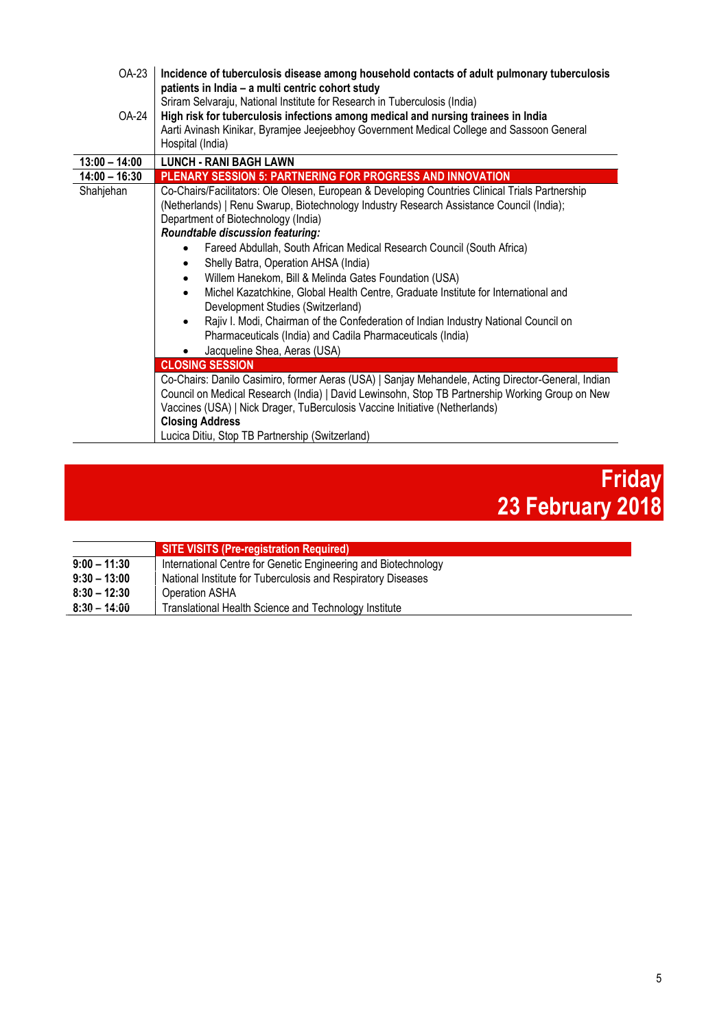| | |
|---|---|
| OA-23 | **Incidence of tuberculosis disease among household contacts of adult pulmonary tuberculosis patients in India – a multi centric cohort study**<br>Sriram Selvaraju, National Institute for Research in Tuberculosis (India) |
| OA-24 | **High risk for tuberculosis infections among medical and nursing trainees in India**<br>Aarti Avinash Kinikar, Byramjee Jeejeebhoy Government Medical College and Sassoon General Hospital (India) |
| **13:00 – 14:00** | **LUNCH - RANI BAGH LAWN** |
| **14:00 – 16:30** | **PLENARY SESSION 5: PARTNERING FOR PROGRESS AND INNOVATION** |
| Shahjehan | Co-Chairs/Facilitators: Ole Olesen, European & Developing Countries Clinical Trials Partnership (Netherlands) \| Renu Swarup, Biotechnology Industry Research Assistance Council (India); Department of Biotechnology (India)<br>***Roundtable discussion featuring:***<br>• Fareed Abdullah, South African Medical Research Council (South Africa)<br>• Shelly Batra, Operation AHSA (India)<br>• Willem Hanekom, Bill & Melinda Gates Foundation (USA)<br>• Michel Kazatchkine, Global Health Centre, Graduate Institute for International and Development Studies (Switzerland)<br>• Rajiv I. Modi, Chairman of the Confederation of Indian Industry National Council on Pharmaceuticals (India) and Cadila Pharmaceuticals (India)<br>• Jacqueline Shea, Aeras (USA) |
| | **CLOSING SESSION** |
| | Co-Chairs: Danilo Casimiro, former Aeras (USA) \| Sanjay Mehandele, Acting Director-General, Indian Council on Medical Research (India) \| David Lewinsohn, Stop TB Partnership Working Group on New Vaccines (USA) \| Nick Drager, TuBerculosis Vaccine Initiative (Netherlands)<br>**Closing Address**<br>Lucica Ditiu, Stop TB Partnership (Switzerland) |

# Friday 23 February 2018

| | **SITE VISITS (Pre-registration Required)** |
|---|---|
| **9:00 – 11:30** | International Centre for Genetic Engineering and Biotechnology |
| **9:30 – 13:00** | National Institute for Tuberculosis and Respiratory Diseases |
| **8:30 – 12:30** | Operation ASHA |
| **8:30 – 14:00** | Translational Health Science and Technology Institute |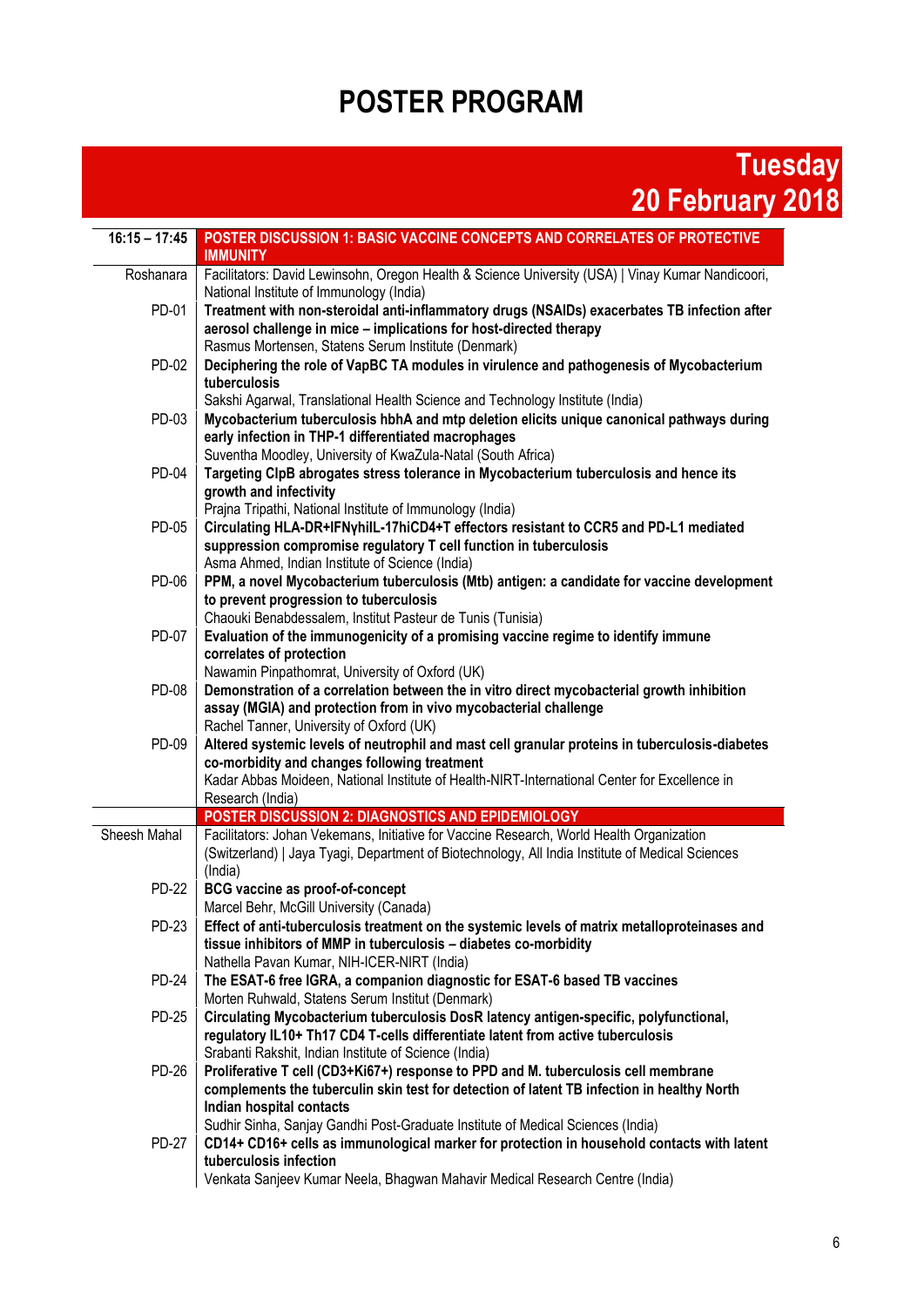# POSTER PROGRAM

## Tuesday 20 February 2018

| 16:15 – 17:45 | **POSTER DISCUSSION 1: BASIC VACCINE CONCEPTS AND CORRELATES OF PROTECTIVE IMMUNITY** |
|---|---|
| Roshanara | Facilitators: David Lewinsohn, Oregon Health & Science University (USA) \| Vinay Kumar Nandicoori, National Institute of Immunology (India) |
| PD-01 | **Treatment with non-steroidal anti-inflammatory drugs (NSAIDs) exacerbates TB infection after aerosol challenge in mice – implications for host-directed therapy** Rasmus Mortensen, Statens Serum Institute (Denmark) |
| PD-02 | **Deciphering the role of VapBC TA modules in virulence and pathogenesis of Mycobacterium tuberculosis** Sakshi Agarwal, Translational Health Science and Technology Institute (India) |
| PD-03 | **Mycobacterium tuberculosis hbhA and mtp deletion elicits unique canonical pathways during early infection in THP-1 differentiated macrophages** Suventha Moodley, University of KwaZula-Natal (South Africa) |
| PD-04 | **Targeting ClpB abrogates stress tolerance in Mycobacterium tuberculosis and hence its growth and infectivity** Prajna Tripathi, National Institute of Immunology (India) |
| PD-05 | **Circulating HLA-DR+IFNγhiIL-17hiCD4+T effectors resistant to CCR5 and PD-L1 mediated suppression compromise regulatory T cell function in tuberculosis** Asma Ahmed, Indian Institute of Science (India) |
| PD-06 | **PPM, a novel Mycobacterium tuberculosis (Mtb) antigen: a candidate for vaccine development to prevent progression to tuberculosis** Chaouki Benabdessalem, Institut Pasteur de Tunis (Tunisia) |
| PD-07 | **Evaluation of the immunogenicity of a promising vaccine regime to identify immune correlates of protection** Nawamin Pinpathomrat, University of Oxford (UK) |
| PD-08 | **Demonstration of a correlation between the in vitro direct mycobacterial growth inhibition assay (MGIA) and protection from in vivo mycobacterial challenge** Rachel Tanner, University of Oxford (UK) |
| PD-09 | **Altered systemic levels of neutrophil and mast cell granular proteins in tuberculosis-diabetes co-morbidity and changes following treatment** Kadar Abbas Moideen, National Institute of Health-NIRT-International Center for Excellence in Research (India) |
| | **POSTER DISCUSSION 2: DIAGNOSTICS AND EPIDEMIOLOGY** |
| Sheesh Mahal | Facilitators: Johan Vekemans, Initiative for Vaccine Research, World Health Organization (Switzerland) \| Jaya Tyagi, Department of Biotechnology, All India Institute of Medical Sciences (India) |
| PD-22 | **BCG vaccine as proof-of-concept** Marcel Behr, McGill University (Canada) |
| PD-23 | **Effect of anti-tuberculosis treatment on the systemic levels of matrix metalloproteinases and tissue inhibitors of MMP in tuberculosis – diabetes co-morbidity** Nathella Pavan Kumar, NIH-ICER-NIRT (India) |
| PD-24 | **The ESAT-6 free IGRA, a companion diagnostic for ESAT-6 based TB vaccines** Morten Ruhwald, Statens Serum Institut (Denmark) |
| PD-25 | **Circulating Mycobacterium tuberculosis DosR latency antigen-specific, polyfunctional, regulatory IL10+ Th17 CD4 T-cells differentiate latent from active tuberculosis** Srabanti Rakshit, Indian Institute of Science (India) |
| PD-26 | **Proliferative T cell (CD3+Ki67+) response to PPD and M. tuberculosis cell membrane complements the tuberculin skin test for detection of latent TB infection in healthy North Indian hospital contacts** Sudhir Sinha, Sanjay Gandhi Post-Graduate Institute of Medical Sciences (India) |
| PD-27 | **CD14+ CD16+ cells as immunological marker for protection in household contacts with latent tuberculosis infection** Venkata Sanjeev Kumar Neela, Bhagwan Mahavir Medical Research Centre (India) |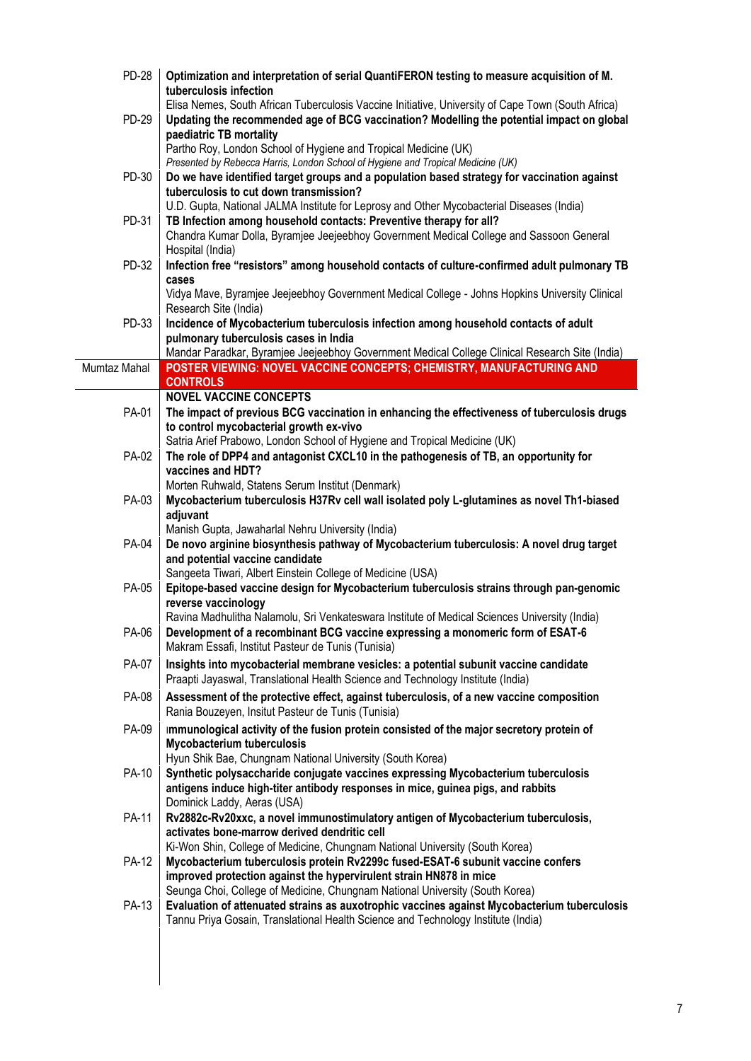| | |
|---|---|
| PD-28 | **Optimization and interpretation of serial QuantiFERON testing to measure acquisition of M. tuberculosis infection**<br>Elisa Nemes, South African Tuberculosis Vaccine Initiative, University of Cape Town (South Africa) |
| PD-29 | **Updating the recommended age of BCG vaccination? Modelling the potential impact on global paediatric TB mortality**<br>Partho Roy, London School of Hygiene and Tropical Medicine (UK)<br>*Presented by Rebecca Harris, London School of Hygiene and Tropical Medicine (UK)* |
| PD-30 | **Do we have identified target groups and a population based strategy for vaccination against tuberculosis to cut down transmission?**<br>U.D. Gupta, National JALMA Institute for Leprosy and Other Mycobacterial Diseases (India) |
| PD-31 | **TB Infection among household contacts: Preventive therapy for all?**<br>Chandra Kumar Dolla, Byramjee Jeejeebhoy Government Medical College and Sassoon General Hospital (India) |
| PD-32 | **Infection free "resistors" among household contacts of culture-confirmed adult pulmonary TB cases**<br>Vidya Mave, Byramjee Jeejeebhoy Government Medical College - Johns Hopkins University Clinical Research Site (India) |
| PD-33 | **Incidence of Mycobacterium tuberculosis infection among household contacts of adult pulmonary tuberculosis cases in India**<br>Mandar Paradkar, Byramjee Jeejeebhoy Government Medical College Clinical Research Site (India) |
| Mumtaz Mahal | **POSTER VIEWING: NOVEL VACCINE CONCEPTS; CHEMISTRY, MANUFACTURING AND CONTROLS** |
| | **NOVEL VACCINE CONCEPTS** |
| PA-01 | **The impact of previous BCG vaccination in enhancing the effectiveness of tuberculosis drugs to control mycobacterial growth ex-vivo**<br>Satria Arief Prabowo, London School of Hygiene and Tropical Medicine (UK) |
| PA-02 | **The role of DPP4 and antagonist CXCL10 in the pathogenesis of TB, an opportunity for vaccines and HDT?**<br>Morten Ruhwald, Statens Serum Institut (Denmark) |
| PA-03 | **Mycobacterium tuberculosis H37Rv cell wall isolated poly L-glutamines as novel Th1-biased adjuvant**<br>Manish Gupta, Jawaharlal Nehru University (India) |
| PA-04 | **De novo arginine biosynthesis pathway of Mycobacterium tuberculosis: A novel drug target and potential vaccine candidate**<br>Sangeeta Tiwari, Albert Einstein College of Medicine (USA) |
| PA-05 | **Epitope-based vaccine design for Mycobacterium tuberculosis strains through pan-genomic reverse vaccinology**<br>Ravina Madhulitha Nalamolu, Sri Venkateswara Institute of Medical Sciences University (India) |
| PA-06 | **Development of a recombinant BCG vaccine expressing a monomeric form of ESAT-6**<br>Makram Essafi, Institut Pasteur de Tunis (Tunisia) |
| PA-07 | **Insights into mycobacterial membrane vesicles: a potential subunit vaccine candidate**<br>Praapti Jayaswal, Translational Health Science and Technology Institute (India) |
| PA-08 | **Assessment of the protective effect, against tuberculosis, of a new vaccine composition**<br>Rania Bouzeyen, Insitut Pasteur de Tunis (Tunisia) |
| PA-09 | **Immunological activity of the fusion protein consisted of the major secretory protein of Mycobacterium tuberculosis**<br>Hyun Shik Bae, Chungnam National University (South Korea) |
| PA-10 | **Synthetic polysaccharide conjugate vaccines expressing Mycobacterium tuberculosis antigens induce high-titer antibody responses in mice, guinea pigs, and rabbits**<br>Dominick Laddy, Aeras (USA) |
| PA-11 | **Rv2882c-Rv20xxc, a novel immunostimulatory antigen of Mycobacterium tuberculosis, activates bone-marrow derived dendritic cell**<br>Ki-Won Shin, College of Medicine, Chungnam National University (South Korea) |
| PA-12 | **Mycobacterium tuberculosis protein Rv2299c fused-ESAT-6 subunit vaccine confers improved protection against the hypervirulent strain HN878 in mice**<br>Seunga Choi, College of Medicine, Chungnam National University (South Korea) |
| PA-13 | **Evaluation of attenuated strains as auxotrophic vaccines against Mycobacterium tuberculosis**<br>Tannu Priya Gosain, Translational Health Science and Technology Institute (India) |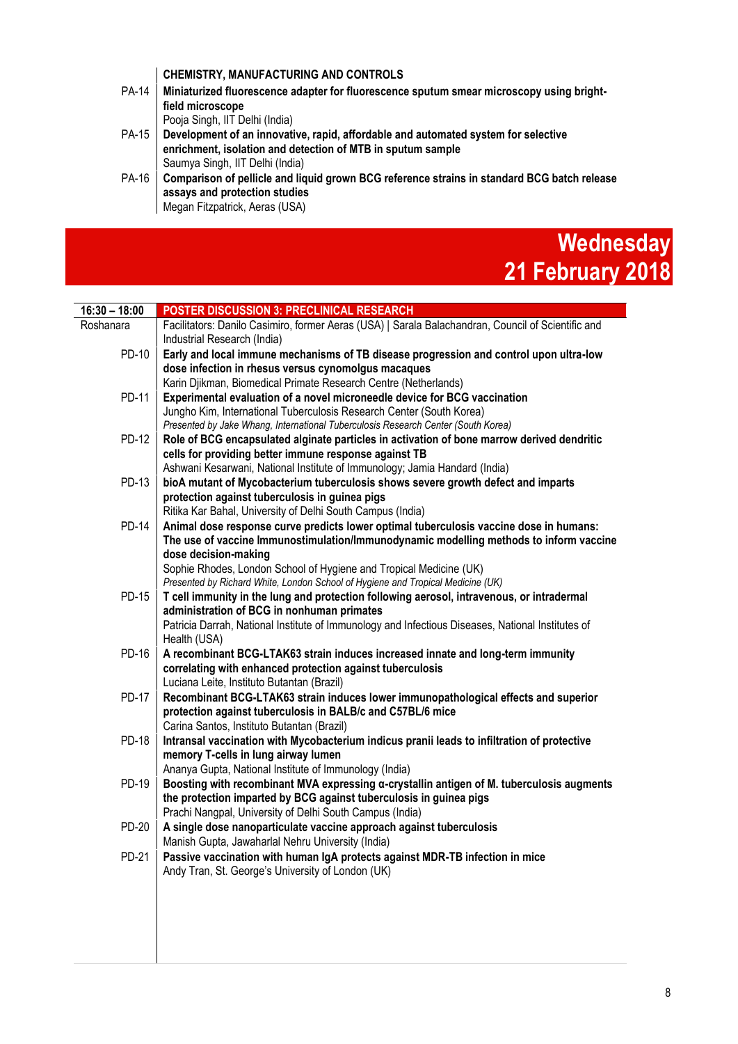**CHEMISTRY, MANUFACTURING AND CONTROLS**

| | |
|---|---|
| PA-14 | **Miniaturized fluorescence adapter for fluorescence sputum smear microscopy using bright-field microscope**<br>Pooja Singh, IIT Delhi (India) |
| PA-15 | **Development of an innovative, rapid, affordable and automated system for selective enrichment, isolation and detection of MTB in sputum sample**<br>Saumya Singh, IIT Delhi (India) |
| PA-16 | **Comparison of pellicle and liquid grown BCG reference strains in standard BCG batch release assays and protection studies**<br>Megan Fitzpatrick, Aeras (USA) |

# Wednesday 21 February 2018

| 16:30 – 18:00 | POSTER DISCUSSION 3: PRECLINICAL RESEARCH |
|---|---|
| Roshanara | Facilitators: Danilo Casimiro, former Aeras (USA) \| Sarala Balachandran, Council of Scientific and Industrial Research (India) |
| PD-10 | **Early and local immune mechanisms of TB disease progression and control upon ultra-low dose infection in rhesus versus cynomolgus macaques**<br>Karin Djikman, Biomedical Primate Research Centre (Netherlands) |
| PD-11 | **Experimental evaluation of a novel microneedle device for BCG vaccination**<br>Jungho Kim, International Tuberculosis Research Center (South Korea)<br>*Presented by Jake Whang, International Tuberculosis Research Center (South Korea)* |
| PD-12 | **Role of BCG encapsulated alginate particles in activation of bone marrow derived dendritic cells for providing better immune response against TB**<br>Ashwani Kesarwani, National Institute of Immunology; Jamia Handard (India) |
| PD-13 | **bioA mutant of Mycobacterium tuberculosis shows severe growth defect and imparts protection against tuberculosis in guinea pigs**<br>Ritika Kar Bahal, University of Delhi South Campus (India) |
| PD-14 | **Animal dose response curve predicts lower optimal tuberculosis vaccine dose in humans: The use of vaccine Immunostimulation/Immunodynamic modelling methods to inform vaccine dose decision-making**<br>Sophie Rhodes, London School of Hygiene and Tropical Medicine (UK)<br>*Presented by Richard White, London School of Hygiene and Tropical Medicine (UK)* |
| PD-15 | **T cell immunity in the lung and protection following aerosol, intravenous, or intradermal administration of BCG in nonhuman primates**<br>Patricia Darrah, National Institute of Immunology and Infectious Diseases, National Institutes of Health (USA) |
| PD-16 | **A recombinant BCG-LTAK63 strain induces increased innate and long-term immunity correlating with enhanced protection against tuberculosis**<br>Luciana Leite, Instituto Butantan (Brazil) |
| PD-17 | **Recombinant BCG-LTAK63 strain induces lower immunopathological effects and superior protection against tuberculosis in BALB/c and C57BL/6 mice**<br>Carina Santos, Instituto Butantan (Brazil) |
| PD-18 | **Intransal vaccination with Mycobacterium indicus pranii leads to infiltration of protective memory T-cells in lung airway lumen**<br>Ananya Gupta, National Institute of Immunology (India) |
| PD-19 | **Boosting with recombinant MVA expressing α-crystallin antigen of M. tuberculosis augments the protection imparted by BCG against tuberculosis in guinea pigs**<br>Prachi Nangpal, University of Delhi South Campus (India) |
| PD-20 | **A single dose nanoparticulate vaccine approach against tuberculosis**<br>Manish Gupta, Jawaharlal Nehru University (India) |
| PD-21 | **Passive vaccination with human IgA protects against MDR-TB infection in mice**<br>Andy Tran, St. George's University of London (UK) |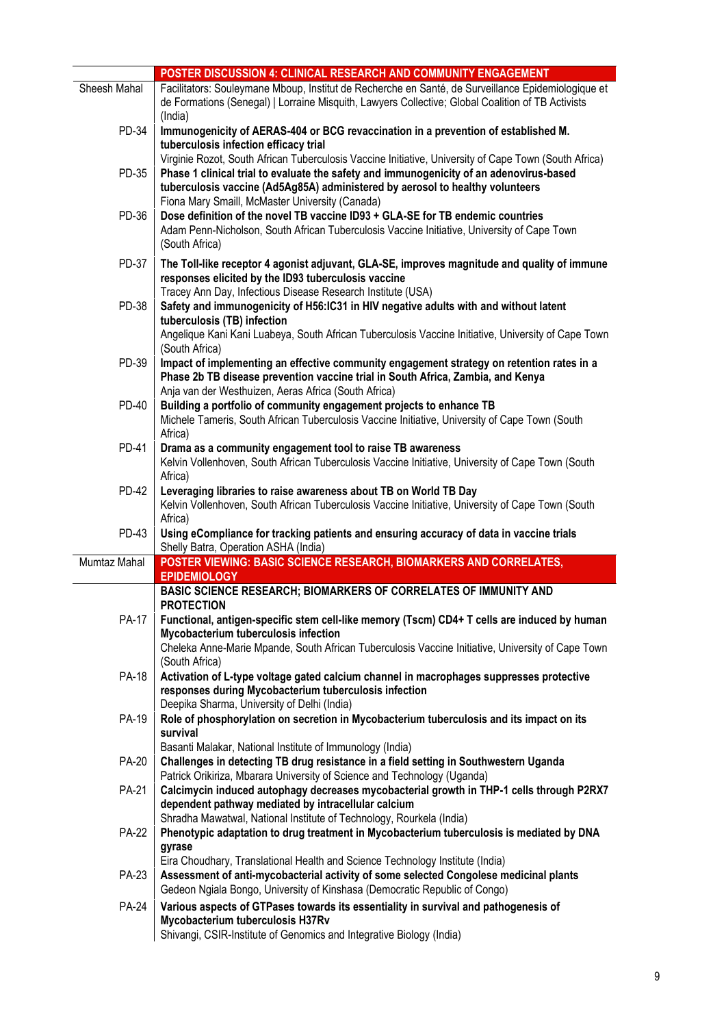| | POSTER DISCUSSION 4: CLINICAL RESEARCH AND COMMUNITY ENGAGEMENT |
|---|---|
| Sheesh Mahal | Facilitators: Souleymane Mboup, Institut de Recherche en Santé, de Surveillance Epidemiologique et de Formations (Senegal) \| Lorraine Misquith, Lawyers Collective; Global Coalition of TB Activists (India) |
| PD-34 | **Immunogenicity of AERAS-404 or BCG revaccination in a prevention of established M. tuberculosis infection efficacy trial**<br>Virginie Rozot, South African Tuberculosis Vaccine Initiative, University of Cape Town (South Africa) |
| PD-35 | **Phase 1 clinical trial to evaluate the safety and immunogenicity of an adenovirus-based tuberculosis vaccine (Ad5Ag85A) administered by aerosol to healthy volunteers**<br>Fiona Mary Smaill, McMaster University (Canada) |
| PD-36 | **Dose definition of the novel TB vaccine ID93 + GLA-SE for TB endemic countries**<br>Adam Penn-Nicholson, South African Tuberculosis Vaccine Initiative, University of Cape Town (South Africa) |
| PD-37 | **The Toll-like receptor 4 agonist adjuvant, GLA-SE, improves magnitude and quality of immune responses elicited by the ID93 tuberculosis vaccine**<br>Tracey Ann Day, Infectious Disease Research Institute (USA) |
| PD-38 | **Safety and immunogenicity of H56:IC31 in HIV negative adults with and without latent tuberculosis (TB) infection**<br>Angelique Kani Kani Luabeya, South African Tuberculosis Vaccine Initiative, University of Cape Town (South Africa) |
| PD-39 | **Impact of implementing an effective community engagement strategy on retention rates in a Phase 2b TB disease prevention vaccine trial in South Africa, Zambia, and Kenya**<br>Anja van der Westhuizen, Aeras Africa (South Africa) |
| PD-40 | **Building a portfolio of community engagement projects to enhance TB**<br>Michele Tameris, South African Tuberculosis Vaccine Initiative, University of Cape Town (South Africa) |
| PD-41 | **Drama as a community engagement tool to raise TB awareness**<br>Kelvin Vollenhoven, South African Tuberculosis Vaccine Initiative, University of Cape Town (South Africa) |
| PD-42 | **Leveraging libraries to raise awareness about TB on World TB Day**<br>Kelvin Vollenhoven, South African Tuberculosis Vaccine Initiative, University of Cape Town (South Africa) |
| PD-43 | **Using eCompliance for tracking patients and ensuring accuracy of data in vaccine trials**<br>Shelly Batra, Operation ASHA (India) |
| Mumtaz Mahal | **POSTER VIEWING: BASIC SCIENCE RESEARCH, BIOMARKERS AND CORRELATES, EPIDEMIOLOGY** |
| | **BASIC SCIENCE RESEARCH; BIOMARKERS OF CORRELATES OF IMMUNITY AND PROTECTION** |
| PA-17 | **Functional, antigen-specific stem cell-like memory (Tscm) CD4+ T cells are induced by human Mycobacterium tuberculosis infection**<br>Cheleka Anne-Marie Mpande, South African Tuberculosis Vaccine Initiative, University of Cape Town (South Africa) |
| PA-18 | **Activation of L-type voltage gated calcium channel in macrophages suppresses protective responses during Mycobacterium tuberculosis infection**<br>Deepika Sharma, University of Delhi (India) |
| PA-19 | **Role of phosphorylation on secretion in Mycobacterium tuberculosis and its impact on its survival**<br>Basanti Malakar, National Institute of Immunology (India) |
| PA-20 | **Challenges in detecting TB drug resistance in a field setting in Southwestern Uganda**<br>Patrick Orikiriza, Mbarara University of Science and Technology (Uganda) |
| PA-21 | **Calcimycin induced autophagy decreases mycobacterial growth in THP-1 cells through P2RX7 dependent pathway mediated by intracellular calcium**<br>Shradha Mawatwal, National Institute of Technology, Rourkela (India) |
| PA-22 | **Phenotypic adaptation to drug treatment in Mycobacterium tuberculosis is mediated by DNA gyrase**<br>Eira Choudhary, Translational Health and Science Technology Institute (India) |
| PA-23 | **Assessment of anti-mycobacterial activity of some selected Congolese medicinal plants**<br>Gedeon Ngiala Bongo, University of Kinshasa (Democratic Republic of Congo) |
| PA-24 | **Various aspects of GTPases towards its essentiality in survival and pathogenesis of Mycobacterium tuberculosis H37Rv**<br>Shivangi, CSIR-Institute of Genomics and Integrative Biology (India) |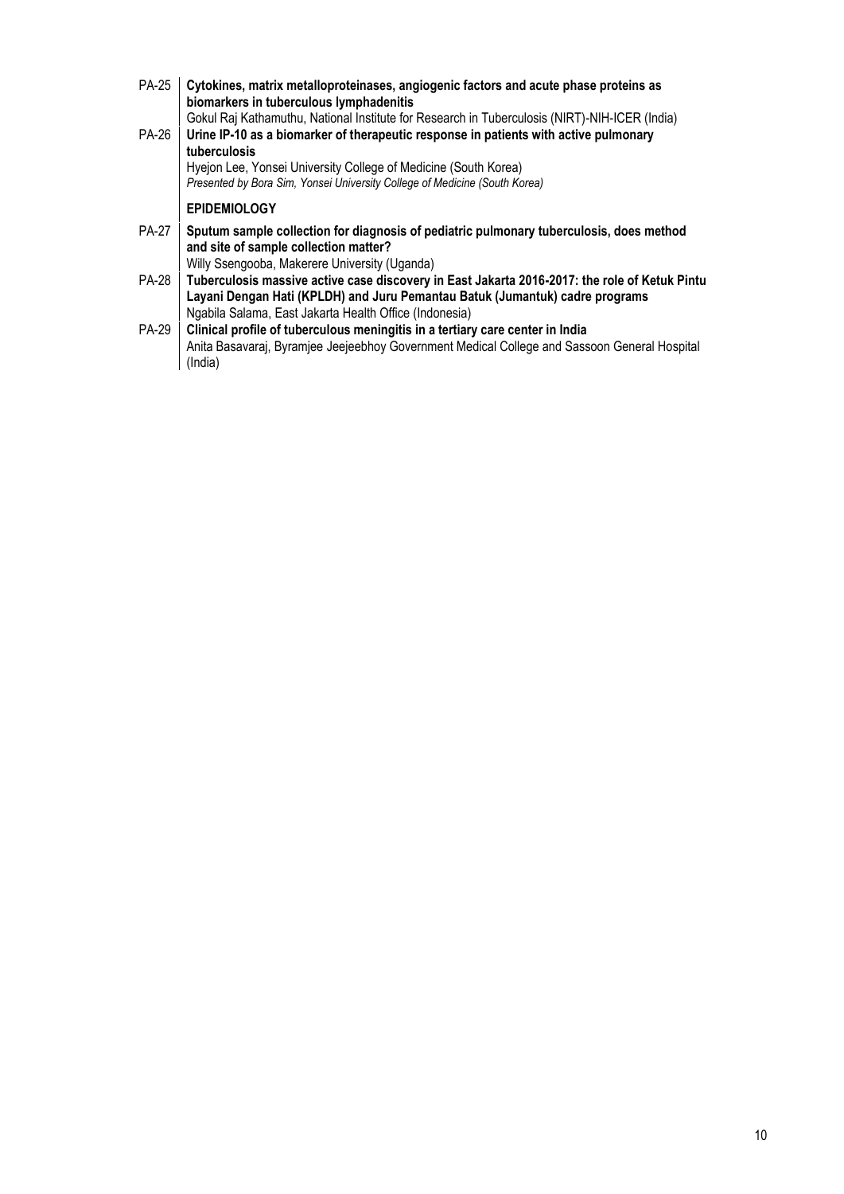PA-25 **Cytokines, matrix metalloproteinases, angiogenic factors and acute phase proteins as biomarkers in tuberculous lymphadenitis**
Gokul Raj Kathamuthu, National Institute for Research in Tuberculosis (NIRT)-NIH-ICER (India)

PA-26 **Urine IP-10 as a biomarker of therapeutic response in patients with active pulmonary tuberculosis**
Hyejon Lee, Yonsei University College of Medicine (South Korea)
*Presented by Bora Sim, Yonsei University College of Medicine (South Korea)*

**EPIDEMIOLOGY**

PA-27 **Sputum sample collection for diagnosis of pediatric pulmonary tuberculosis, does method and site of sample collection matter?**
Willy Ssengooba, Makerere University (Uganda)

PA-28 **Tuberculosis massive active case discovery in East Jakarta 2016-2017: the role of Ketuk Pintu Layani Dengan Hati (KPLDH) and Juru Pemantau Batuk (Jumantuk) cadre programs**
Ngabila Salama, East Jakarta Health Office (Indonesia)

PA-29 **Clinical profile of tuberculous meningitis in a tertiary care center in India**
Anita Basavaraj, Byramjee Jeejeebhoy Government Medical College and Sassoon General Hospital (India)